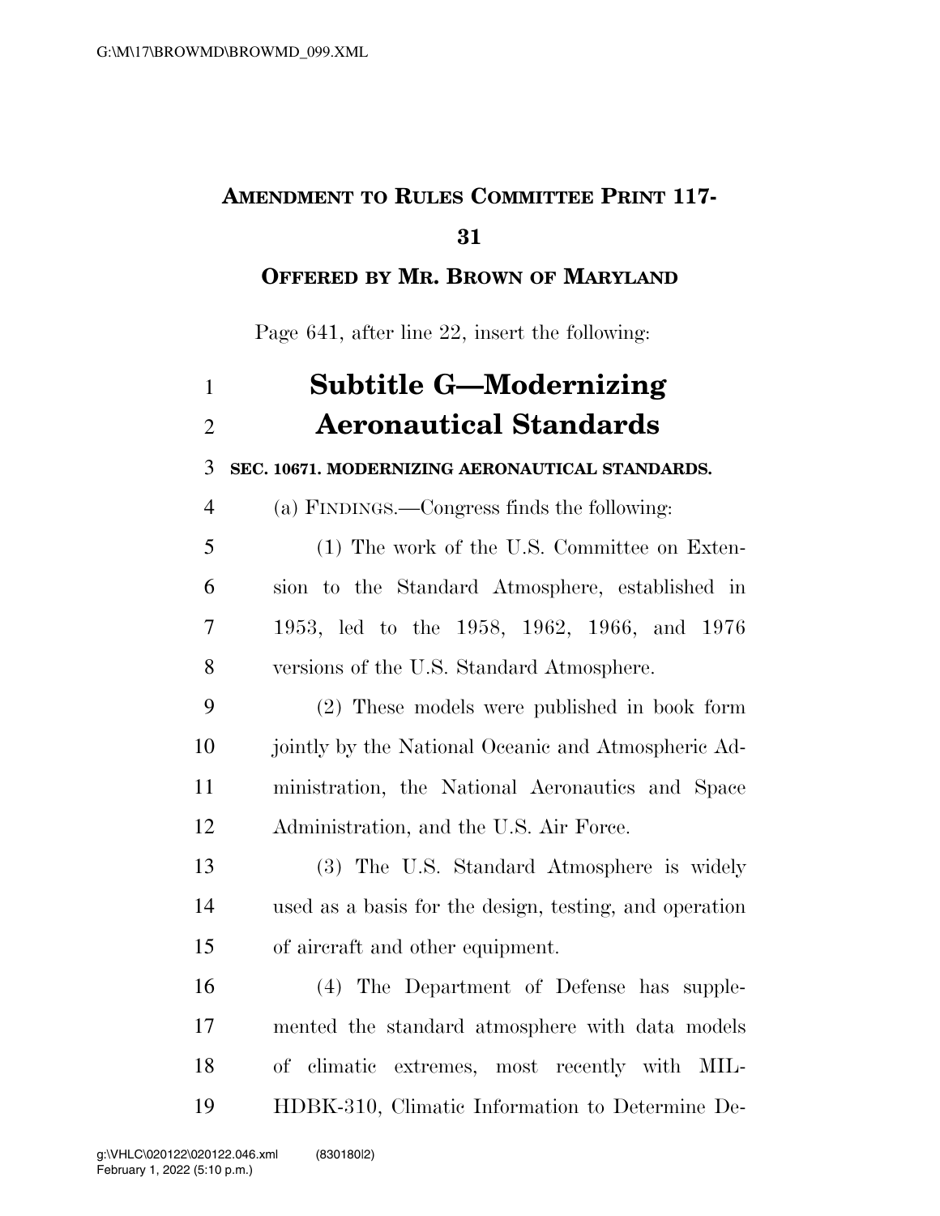**AMENDMENT TO RULES COMMITTEE PRINT 117-31**

**OFFERED BY MR. BROWN OF MARYLAND**

Page 641, after line 22, insert the following:

# Subtitle G—Modernizing Aeronautical Standards

**SEC. 10671. MODERNIZING AERONAUTICAL STANDARDS.**

(a) FINDINGS.—Congress finds the following:

(1) The work of the U.S. Committee on Extension to the Standard Atmosphere, established in 1953, led to the 1958, 1962, 1966, and 1976 versions of the U.S. Standard Atmosphere.

(2) These models were published in book form jointly by the National Oceanic and Atmospheric Administration, the National Aeronautics and Space Administration, and the U.S. Air Force.

(3) The U.S. Standard Atmosphere is widely used as a basis for the design, testing, and operation of aircraft and other equipment.

(4) The Department of Defense has supplemented the standard atmosphere with data models of climatic extremes, most recently with MIL-HDBK-310, Climatic Information to Determine De-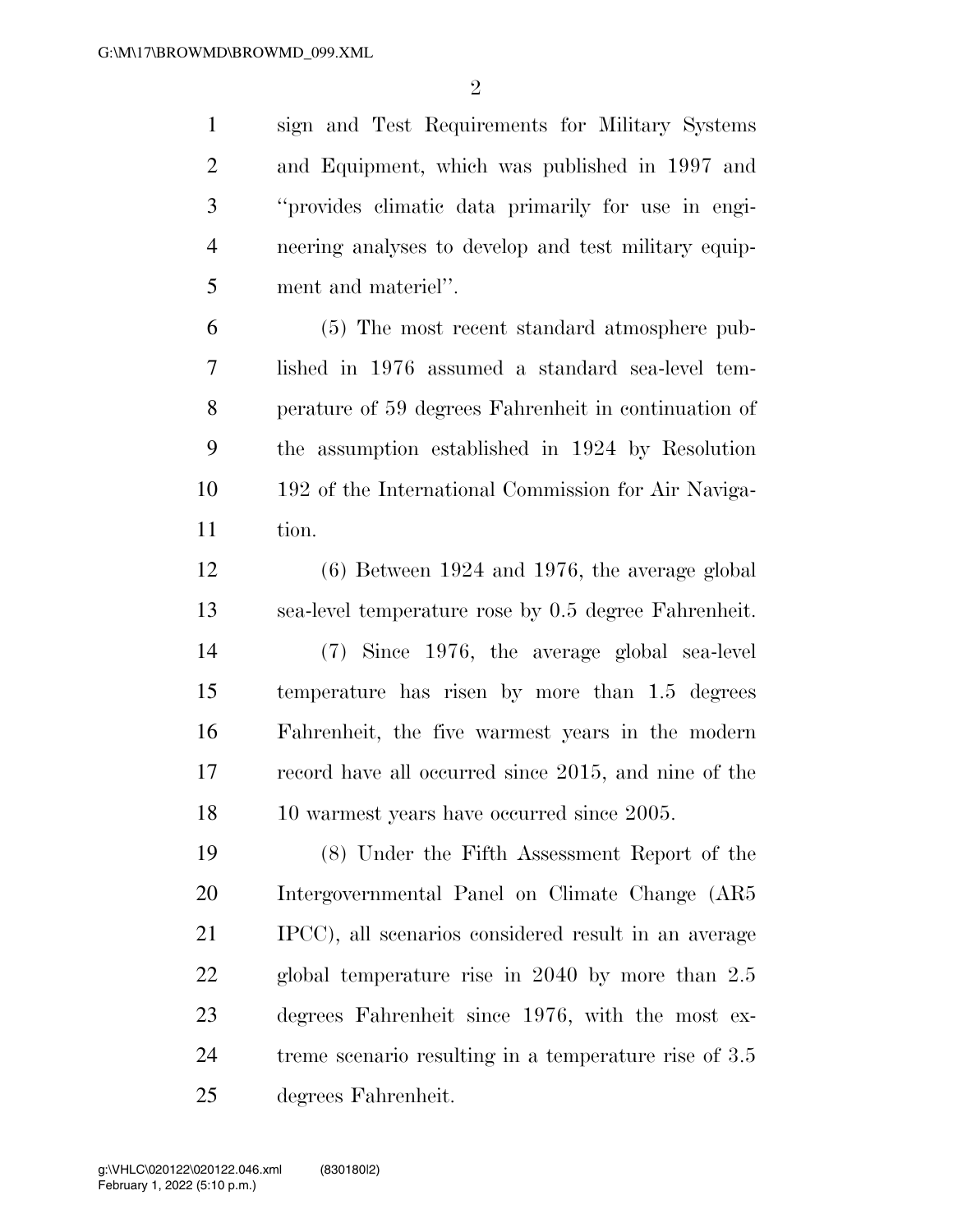sign and Test Requirements for Military Systems and Equipment, which was published in 1997 and "provides climatic data primarily for use in engineering analyses to develop and test military equipment and materiel".

(5) The most recent standard atmosphere published in 1976 assumed a standard sea-level temperature of 59 degrees Fahrenheit in continuation of the assumption established in 1924 by Resolution 192 of the International Commission for Air Navigation.

(6) Between 1924 and 1976, the average global sea-level temperature rose by 0.5 degree Fahrenheit.

(7) Since 1976, the average global sea-level temperature has risen by more than 1.5 degrees Fahrenheit, the five warmest years in the modern record have all occurred since 2015, and nine of the 10 warmest years have occurred since 2005.

(8) Under the Fifth Assessment Report of the Intergovernmental Panel on Climate Change (AR5 IPCC), all scenarios considered result in an average global temperature rise in 2040 by more than 2.5 degrees Fahrenheit since 1976, with the most extreme scenario resulting in a temperature rise of 3.5 degrees Fahrenheit.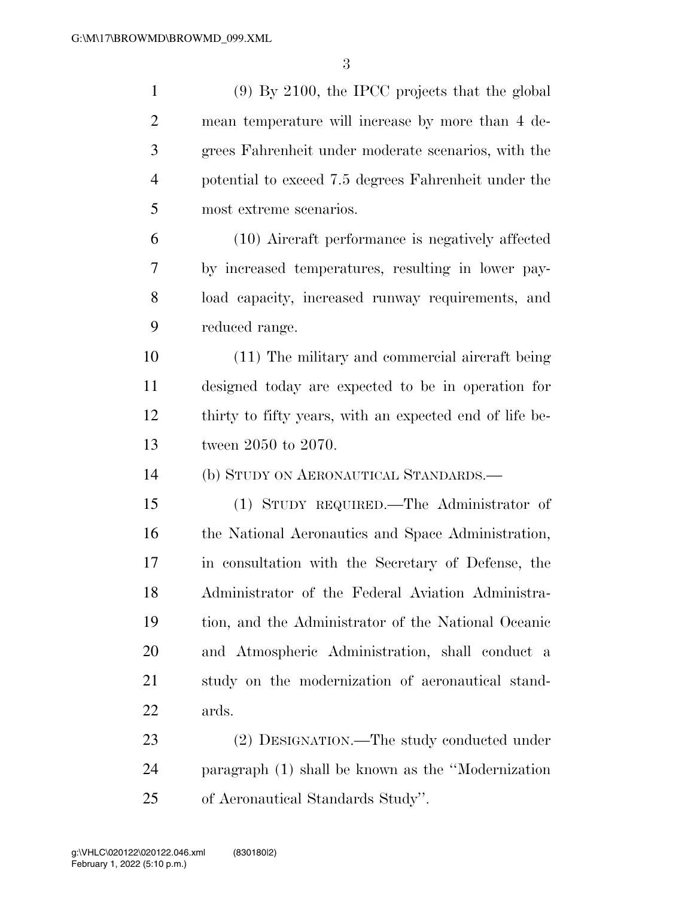(9) By 2100, the IPCC projects that the global mean temperature will increase by more than 4 degrees Fahrenheit under moderate scenarios, with the potential to exceed 7.5 degrees Fahrenheit under the most extreme scenarios.

(10) Aircraft performance is negatively affected by increased temperatures, resulting in lower payload capacity, increased runway requirements, and reduced range.

(11) The military and commercial aircraft being designed today are expected to be in operation for thirty to fifty years, with an expected end of life between 2050 to 2070.

(b) STUDY ON AERONAUTICAL STANDARDS.—

(1) STUDY REQUIRED.—The Administrator of the National Aeronautics and Space Administration, in consultation with the Secretary of Defense, the Administrator of the Federal Aviation Administration, and the Administrator of the National Oceanic and Atmospheric Administration, shall conduct a study on the modernization of aeronautical standards.

(2) DESIGNATION.—The study conducted under paragraph (1) shall be known as the ''Modernization of Aeronautical Standards Study''.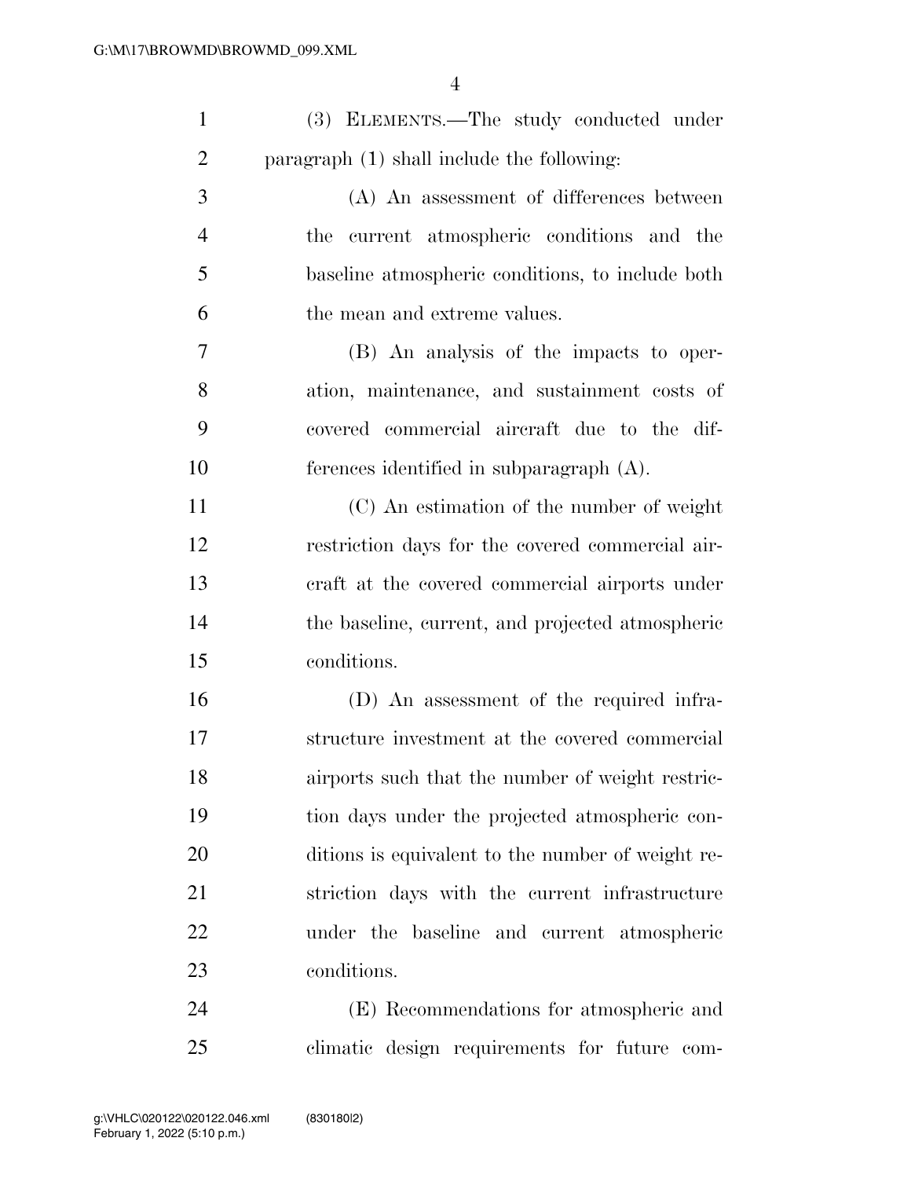(3) ELEMENTS.—The study conducted under paragraph (1) shall include the following:

(A) An assessment of differences between the current atmospheric conditions and the baseline atmospheric conditions, to include both the mean and extreme values.

(B) An analysis of the impacts to operation, maintenance, and sustainment costs of covered commercial aircraft due to the differences identified in subparagraph (A).

(C) An estimation of the number of weight restriction days for the covered commercial aircraft at the covered commercial airports under the baseline, current, and projected atmospheric conditions.

(D) An assessment of the required infrastructure investment at the covered commercial airports such that the number of weight restriction days under the projected atmospheric conditions is equivalent to the number of weight restriction days with the current infrastructure under the baseline and current atmospheric conditions.

(E) Recommendations for atmospheric and climatic design requirements for future com-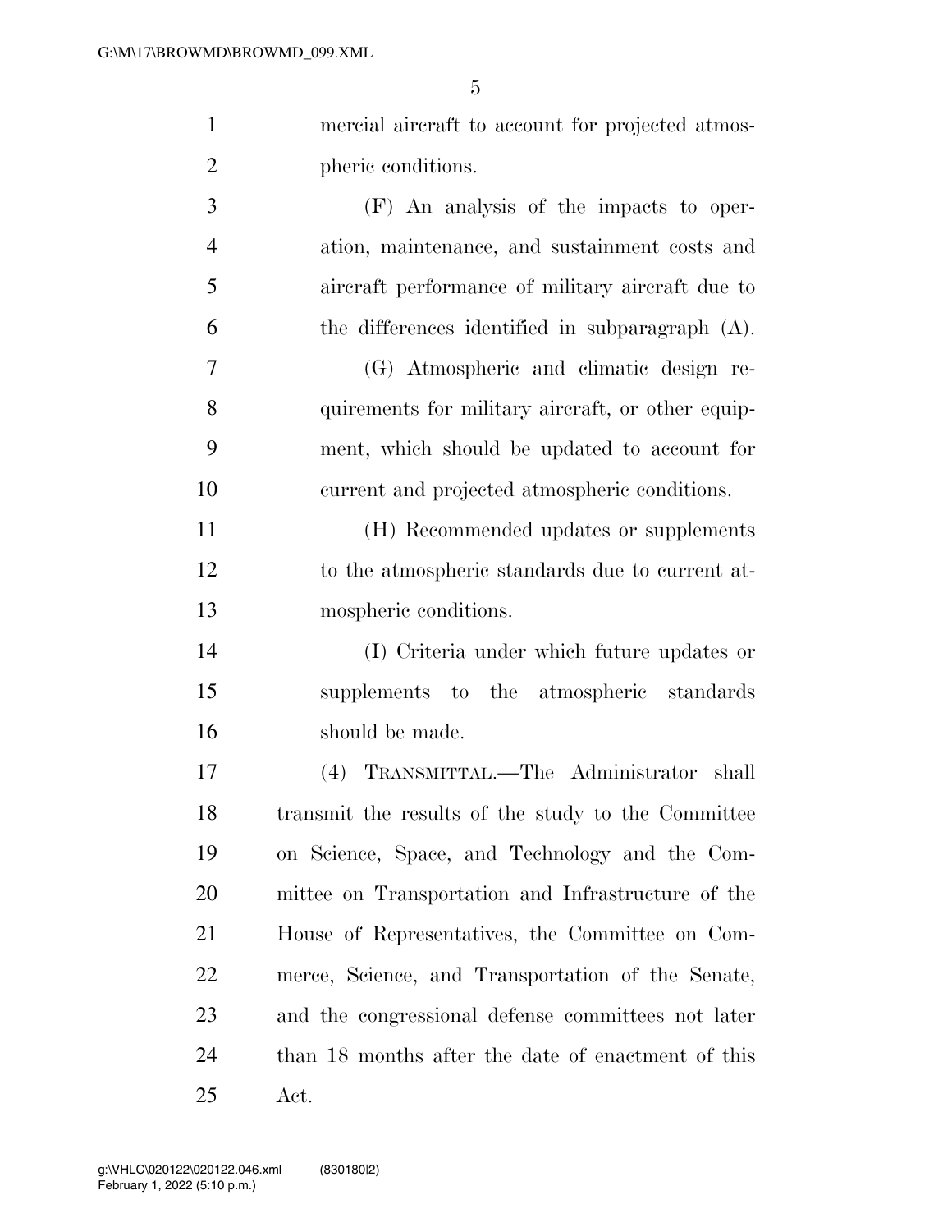mercial aircraft to account for projected atmospheric conditions.

(F) An analysis of the impacts to operation, maintenance, and sustainment costs and aircraft performance of military aircraft due to the differences identified in subparagraph (A).

(G) Atmospheric and climatic design requirements for military aircraft, or other equipment, which should be updated to account for current and projected atmospheric conditions.

(H) Recommended updates or supplements to the atmospheric standards due to current atmospheric conditions.

(I) Criteria under which future updates or supplements to the atmospheric standards should be made.

(4) TRANSMITTAL.—The Administrator shall transmit the results of the study to the Committee on Science, Space, and Technology and the Committee on Transportation and Infrastructure of the House of Representatives, the Committee on Commerce, Science, and Transportation of the Senate, and the congressional defense committees not later than 18 months after the date of enactment of this Act.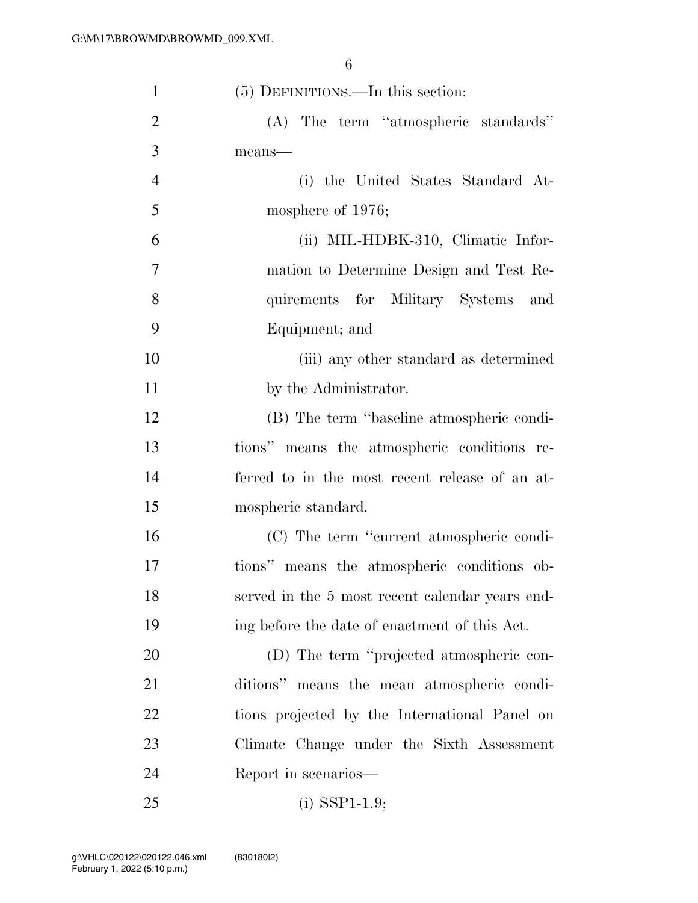(5) DEFINITIONS.—In this section:

(A) The term ''atmospheric standards'' means—

(i) the United States Standard Atmosphere of 1976;

(ii) MIL-HDBK-310, Climatic Information to Determine Design and Test Requirements for Military Systems and Equipment; and

(iii) any other standard as determined by the Administrator.

(B) The term ''baseline atmospheric conditions'' means the atmospheric conditions referred to in the most recent release of an atmospheric standard.

(C) The term ''current atmospheric conditions'' means the atmospheric conditions observed in the 5 most recent calendar years ending before the date of enactment of this Act.

(D) The term ''projected atmospheric conditions'' means the mean atmospheric conditions projected by the International Panel on Climate Change under the Sixth Assessment Report in scenarios—

(i) SSP1-1.9;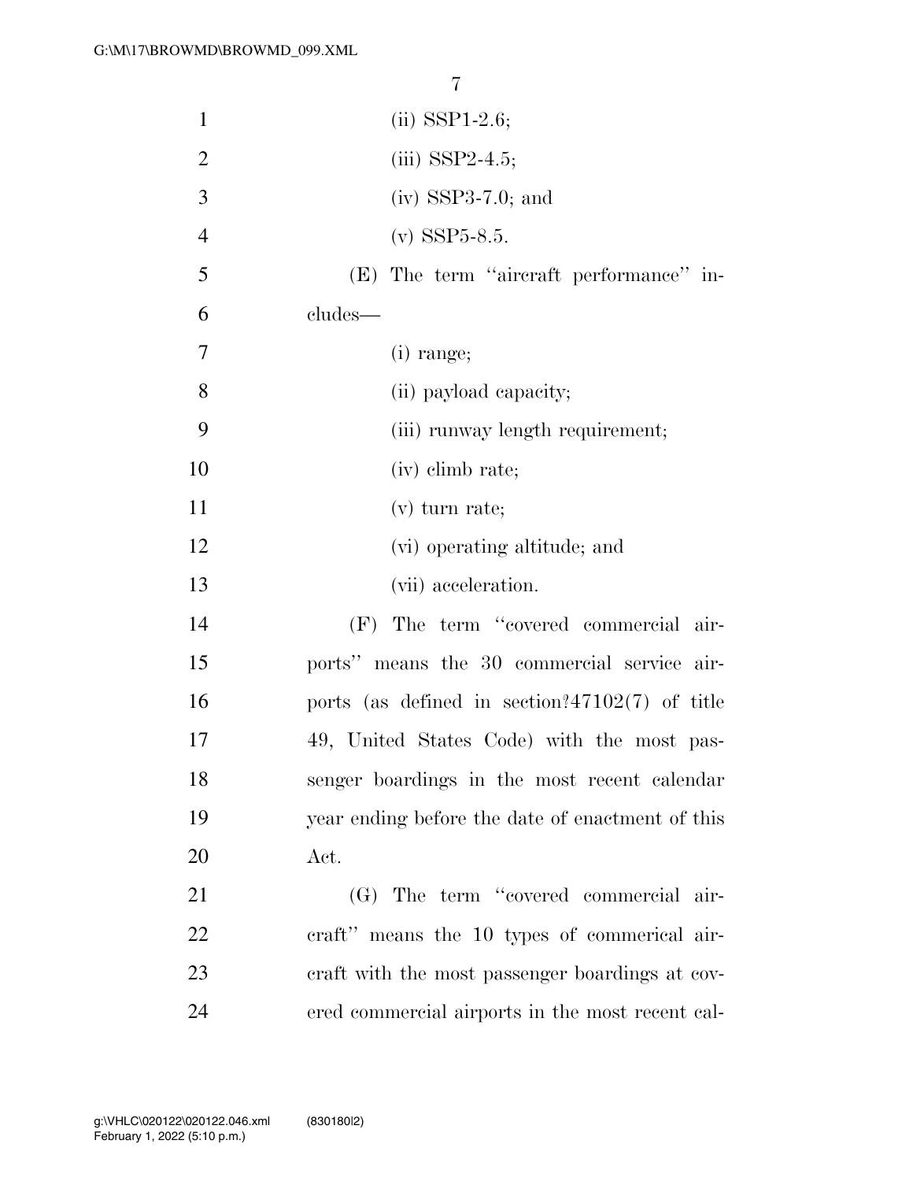(ii) SSP1-2.6;

(iii) SSP2-4.5;

(iv) SSP3-7.0; and

(v) SSP5-8.5.

(E) The term ''aircraft performance'' includes—

(i) range;

(ii) payload capacity;

(iii) runway length requirement;

(iv) climb rate;

(v) turn rate;

(vi) operating altitude; and

(vii) acceleration.

(F) The term ''covered commercial airports'' means the 30 commercial service airports (as defined in section?47102(7) of title 49, United States Code) with the most passenger boardings in the most recent calendar year ending before the date of enactment of this Act.

(G) The term ''covered commercial aircraft'' means the 10 types of commerical aircraft with the most passenger boardings at covered commercial airports in the most recent cal-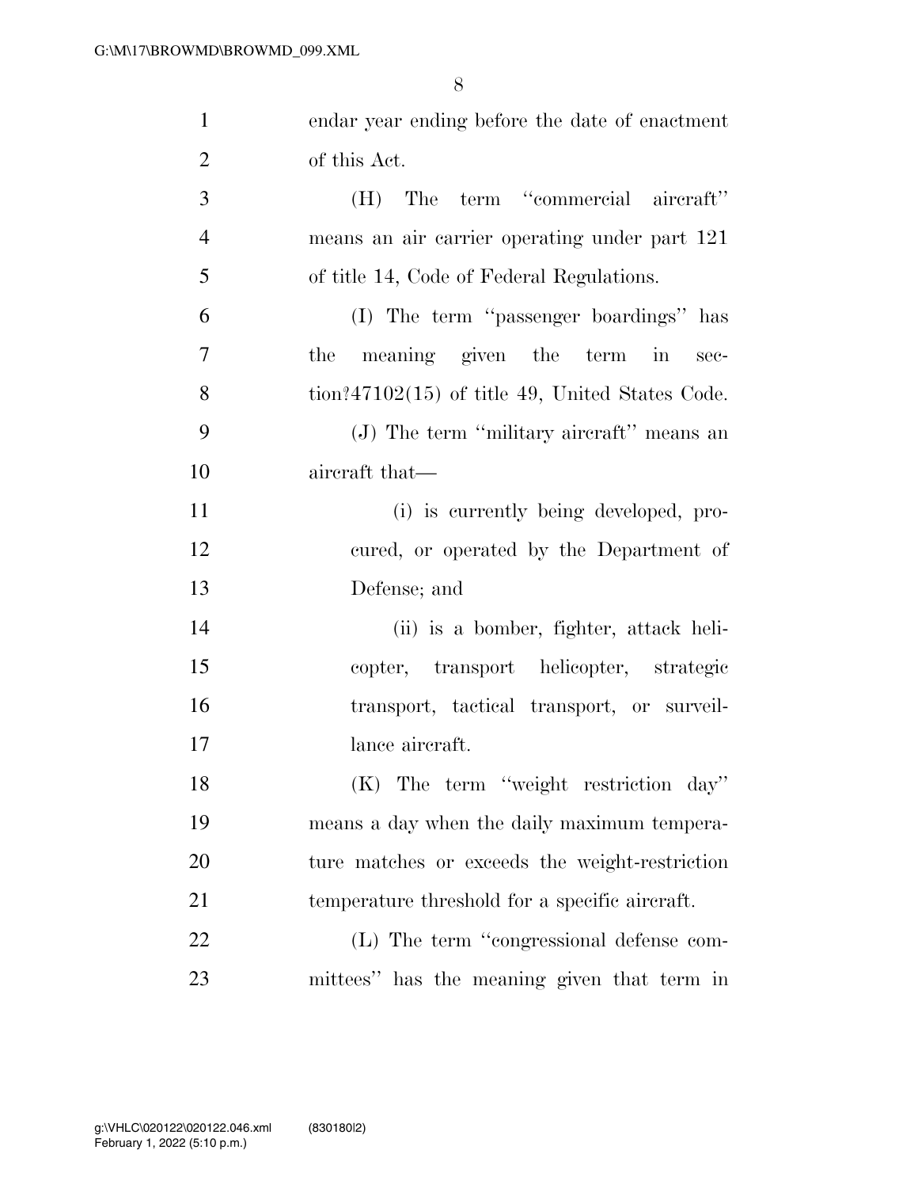endar year ending before the date of enactment of this Act.

(H) The term ''commercial aircraft'' means an air carrier operating under part 121 of title 14, Code of Federal Regulations.

(I) The term ''passenger boardings'' has the meaning given the term in section?47102(15) of title 49, United States Code.

(J) The term ''military aircraft'' means an aircraft that—

(i) is currently being developed, procured, or operated by the Department of Defense; and

(ii) is a bomber, fighter, attack helicopter, transport helicopter, strategic transport, tactical transport, or surveillance aircraft.

(K) The term ''weight restriction day'' means a day when the daily maximum temperature matches or exceeds the weight-restriction temperature threshold for a specific aircraft.

(L) The term ''congressional defense committees'' has the meaning given that term in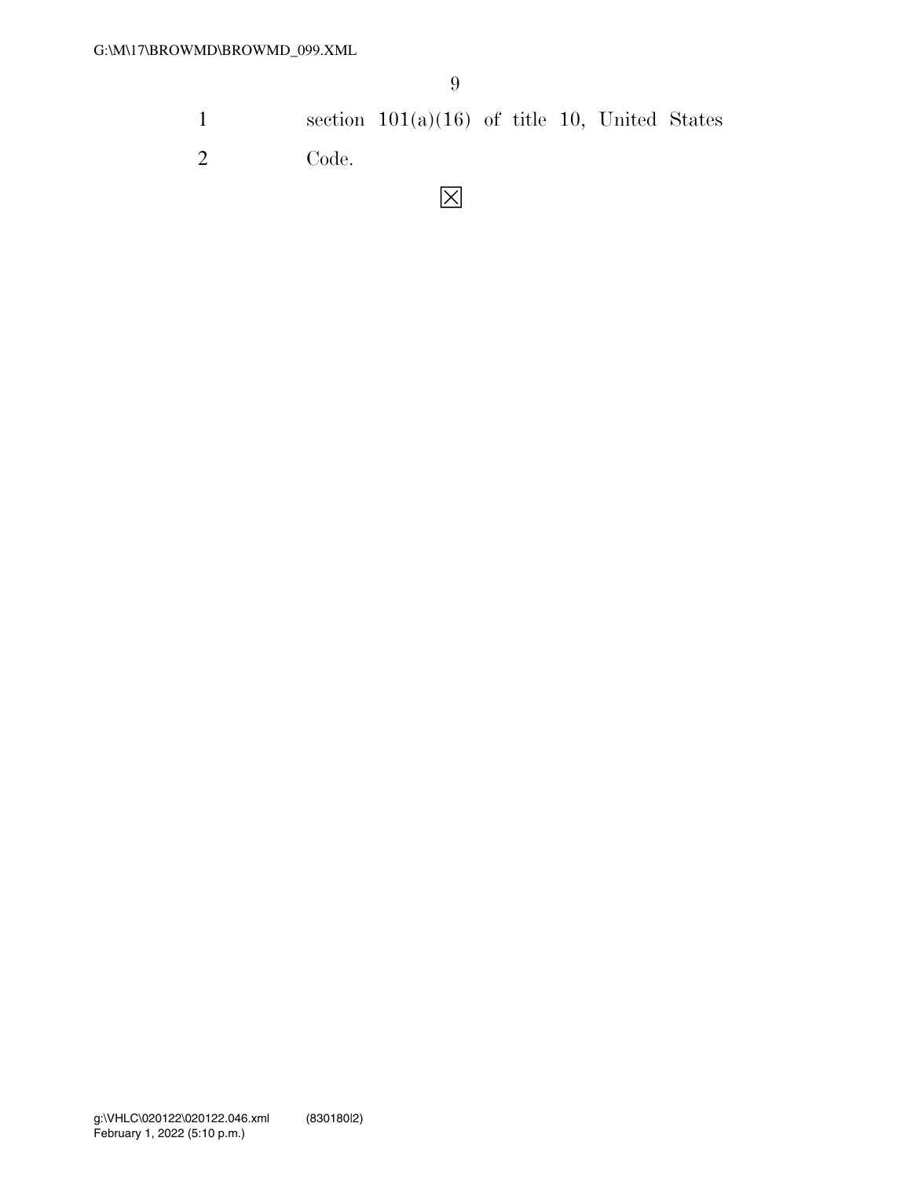section 101(a)(16) of title 10, United States Code.